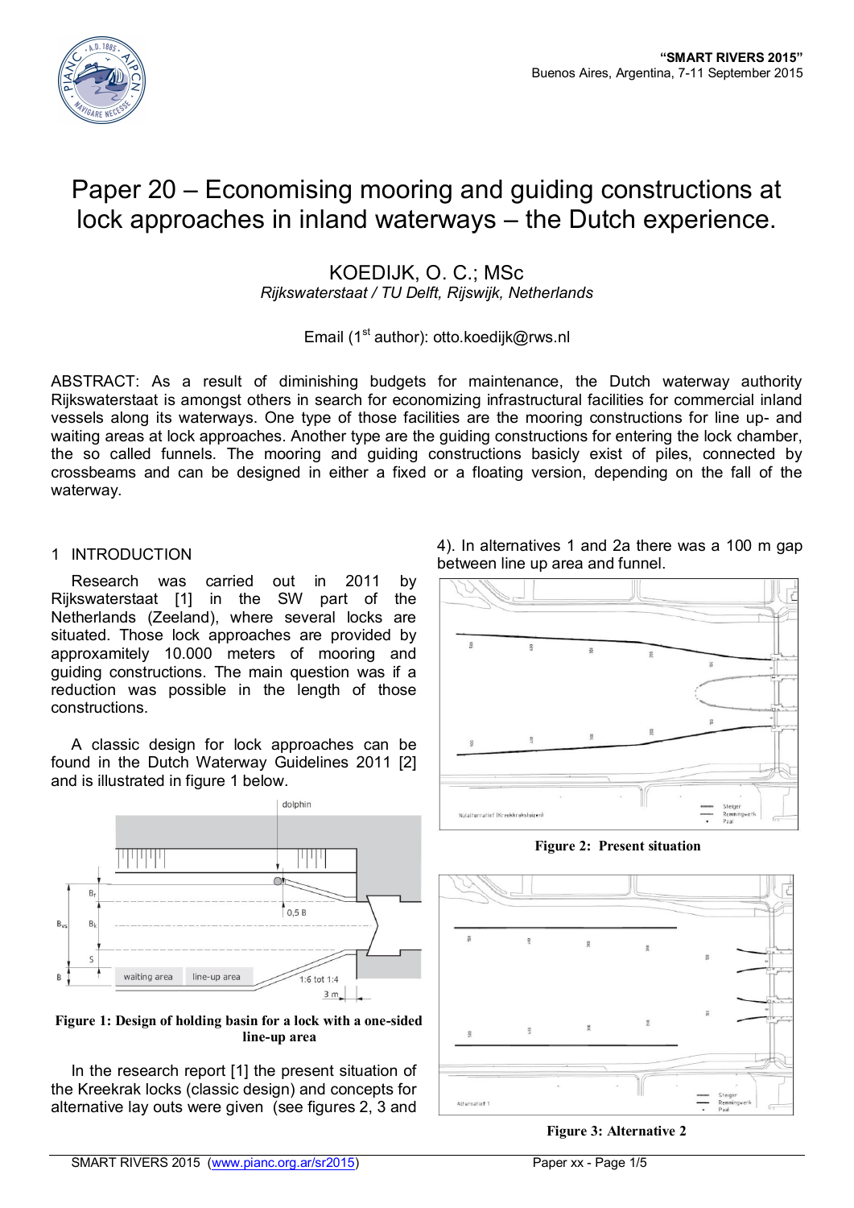# Paper 20 – Economising mooring and guiding constructions at lock approaches in inland waterways – the Dutch experience.

KOEDIJK, O. C.; MSc

*Rijkswaterstaat / TU Delft, Rijswijk, Netherlands*

Email (1st author): otto.koedijk@rws.nl

ABSTRACT: As a result of diminishing budgets for maintenance, the Dutch waterway authority Rijkswaterstaat is amongst others in search for economizing infrastructural facilities for commercial inland vessels along its waterways. One type of those facilities are the mooring constructions for line up- and waiting areas at lock approaches. Another type are the guiding constructions for entering the lock chamber, the so called funnels. The mooring and guiding constructions basicly exist of piles, connected by crossbeams and can be designed in either a fixed or a floating version, depending on the fall of the waterway.

## 1 INTRODUCTION

Research was carried out in 2011 by Rijkswaterstaat [1] in the SW part of the Netherlands (Zeeland), where several locks are situated. Those lock approaches are provided by approximately 10.000 meters of mooring and guiding constructions. The main question was if a reduction was possible in the length of those constructions.

A classic design for lock approaches can be found in the Dutch Waterway Guidelines 2011 [2] and is illustrated in figure 1 below.

dolphin

$B_r$

$B_{vs}$

$B_k$

0,5 B

S

B

waiting area

line-up area

1:6 tot 1:4

3 m

**Figure 1: Design of holding basin for a lock with a one-sided line-up area**

In the research report [1] the present situation of the Kreekrak locks (classic design) and concepts for alternative lay outs were given (see figures 2, 3 and 4). In alternatives 1 and 2a there was a 100 m gap between line up area and funnel.

Nulalternatief (Kreekrak​sluizen)

Steiger

Remmingwerk

Paal

**Figure 2: Present situation**

Alternatief 1

Steiger

Remmingwerk

Paal

**Figure 3: Alternative 2**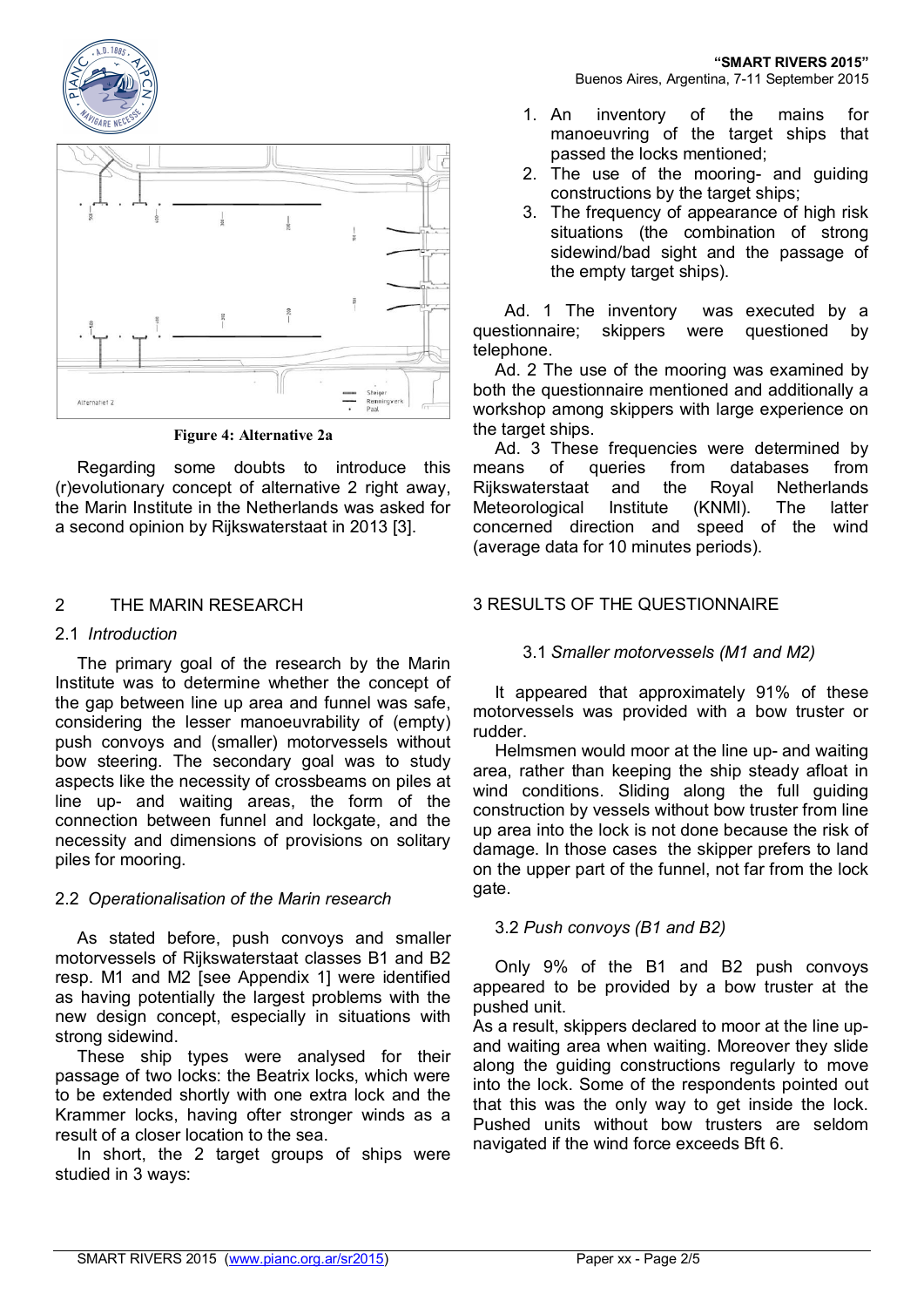Figure 4: Alternative 2a

Regarding some doubts to introduce this (r)evolutionary concept of alternative 2 right away, the Marin Institute in the Netherlands was asked for a second opinion by Rijkswaterstaat in 2013 [3].

## 2 THE MARIN RESEARCH

### 2.1 *Introduction*

The primary goal of the research by the Marin Institute was to determine whether the concept of the gap between line up area and funnel was safe, considering the lesser manoeuvrability of (empty) push convoys and (smaller) motorvessels without bow steering. The secondary goal was to study aspects like the necessity of crossbeams on piles at line up- and waiting areas, the form of the connection between funnel and lockgate, and the necessity and dimensions of provisions on solitary piles for mooring.

### 2.2 *Operationalisation of the Marin research*

As stated before, push convoys and smaller motorvessels of Rijkswaterstaat classes B1 and B2 resp. M1 and M2 [see Appendix 1] were identified as having potentially the largest problems with the new design concept, especially in situations with strong sidewind.

These ship types were analysed for their passage of two locks: the Beatrix locks, which were to be extended shortly with one extra lock and the Krammer locks, having ofter stronger winds as a result of a closer location to the sea.

In short, the 2 target groups of ships were studied in 3 ways:

1. An inventory of the mains for manoeuvring of the target ships that passed the locks mentioned;
2. The use of the mooring- and guiding constructions by the target ships;
3. The frequency of appearance of high risk situations (the combination of strong sidewind/bad sight and the passage of the empty target ships).

Ad. 1 The inventory was executed by a questionnaire; skippers were questioned by telephone.

Ad. 2 The use of the mooring was examined by both the questionnaire mentioned and additionally a workshop among skippers with large experience on the target ships.

Ad. 3 These frequencies were determined by means of queries from databases from Rijkswaterstaat and the Royal Netherlands Meteorological Institute (KNMI). The latter concerned direction and speed of the wind (average data for 10 minutes periods).

## 3 RESULTS OF THE QUESTIONNAIRE

### 3.1 *Smaller motorvessels (M1 and M2)*

It appeared that approximately 91% of these motorvessels was provided with a bow truster or rudder.

Helmsmen would moor at the line up- and waiting area, rather than keeping the ship steady afloat in wind conditions. Sliding along the full guiding construction by vessels without bow truster from line up area into the lock is not done because the risk of damage. In those cases the skipper prefers to land on the upper part of the funnel, not far from the lock gate.

### 3.2 *Push convoys (B1 and B2)*

Only 9% of the B1 and B2 push convoys appeared to be provided by a bow truster at the pushed unit.

As a result, skippers declared to moor at the line up- and waiting area when waiting. Moreover they slide along the guiding constructions regularly to move into the lock. Some of the respondents pointed out that this was the only way to get inside the lock. Pushed units without bow trusters are seldom navigated if the wind force exceeds Bft 6.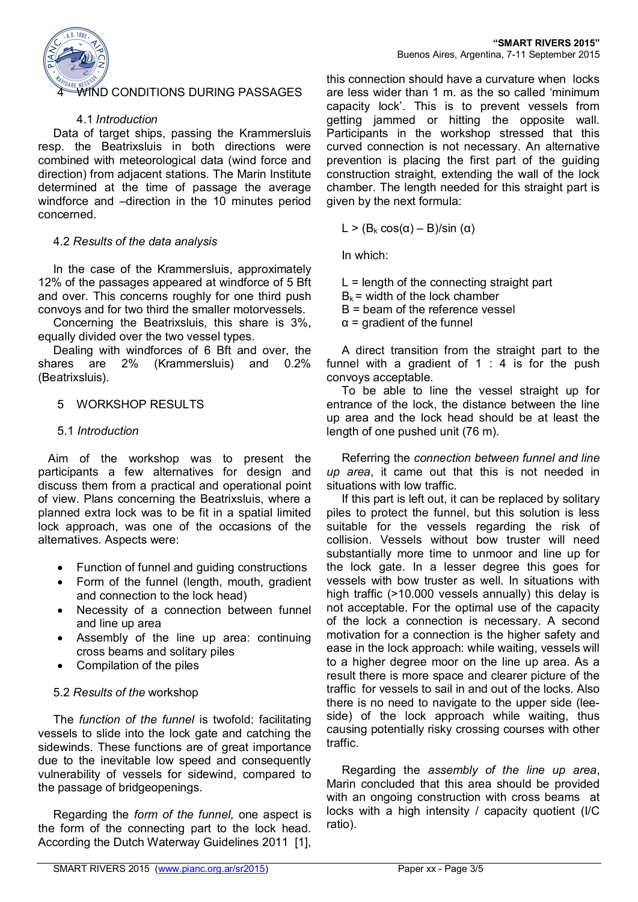## 4 WIND CONDITIONS DURING PASSAGES

### 4.1 *Introduction*

Data of target ships, passing the Krammersluis resp. the Beatrixsluis in both directions were combined with meteorological data (wind force and direction) from adjacent stations. The Marin Institute determined at the time of passage the average windforce and –direction in the 10 minutes period concerned.

### 4.2 *Results of the data analysis*

In the case of the Krammersluis, approximately 12% of the passages appeared at windforce of 5 Bft and over. This concerns roughly for one third push convoys and for two third the smaller motorvessels.

Concerning the Beatrixsluis, this share is 3%, equally divided over the two vessel types.

Dealing with windforces of 6 Bft and over, the shares are 2% (Krammersluis) and 0.2% (Beatrixsluis).

## 5 WORKSHOP RESULTS

### 5.1 *Introduction*

Aim of the workshop was to present the participants a few alternatives for design and discuss them from a practical and operational point of view. Plans concerning the Beatrixsluis, where a planned extra lock was to be fit in a spatial limited lock approach, was one of the occasions of the alternatives. Aspects were:

- Function of funnel and guiding constructions
- Form of the funnel (length, mouth, gradient and connection to the lock head)
- Necessity of a connection between funnel and line up area
- Assembly of the line up area: continuing cross beams and solitary piles
- Compilation of the piles

### 5.2 *Results of the* workshop

The *function of the funnel* is twofold: facilitating vessels to slide into the lock gate and catching the sidewinds. These functions are of great importance due to the inevitable low speed and consequently vulnerability of vessels for sidewind, compared to the passage of bridgeopenings.

Regarding the *form of the funnel,* one aspect is the form of the connecting part to the lock head. According the Dutch Waterway Guidelines 2011 [1], this connection should have a curvature when locks are less wider than 1 m. as the so called 'minimum capacity lock'. This is to prevent vessels from getting jammed or hitting the opposite wall. Participants in the workshop stressed that this curved connection is not necessary. An alternative prevention is placing the first part of the guiding construction straight, extending the wall of the lock chamber. The length needed for this straight part is given by the next formula:

$$L > (B_k \cos(\alpha) - B)/\sin(\alpha)$$

In which:

$L$ = length of the connecting straight part
$B_k$ = width of the lock chamber
$B$ = beam of the reference vessel
$\alpha$ = gradient of the funnel

A direct transition from the straight part to the funnel with a gradient of 1 : 4 is for the push convoys acceptable.

To be able to line the vessel straight up for entrance of the lock, the distance between the line up area and the lock head should be at least the length of one pushed unit (76 m).

Referring the *connection between funnel and line up area*, it came out that this is not needed in situations with low traffic.

If this part is left out, it can be replaced by solitary piles to protect the funnel, but this solution is less suitable for the vessels regarding the risk of collision. Vessels without bow truster will need substantially more time to unmoor and line up for the lock gate. In a lesser degree this goes for vessels with bow truster as well. In situations with high traffic (>10.000 vessels annually) this delay is not acceptable. For the optimal use of the capacity of the lock a connection is necessary. A second motivation for a connection is the higher safety and ease in the lock approach: while waiting, vessels will to a higher degree moor on the line up area. As a result there is more space and clearer picture of the traffic for vessels to sail in and out of the locks. Also there is no need to navigate to the upper side (lee-side) of the lock approach while waiting, thus causing potentially risky crossing courses with other traffic.

Regarding the *assembly of the line up area*, Marin concluded that this area should be provided with an ongoing construction with cross beams at locks with a high intensity / capacity quotient (I/C ratio).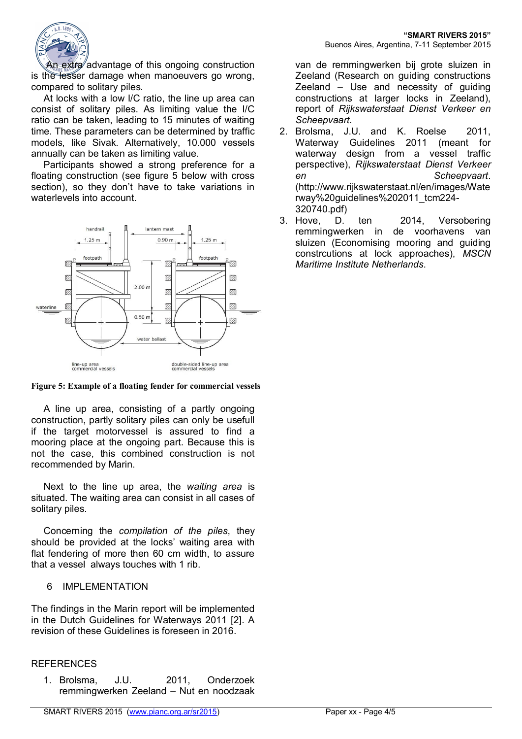An extra advantage of this ongoing construction is the lesser damage when manoeuvers go wrong, compared to solitary piles.

At locks with a low I/C ratio, the line up area can consist of solitary piles. As limiting value the I/C ratio can be taken, leading to 15 minutes of waiting time. These parameters can be determined by traffic models, like Sivak. Alternatively, 10.000 vessels annually can be taken as limiting value.

Participants showed a strong preference for a floating construction (see figure 5 below with cross section), so they don't have to take variations in waterlevels into account.

**Figure 5: Example of a floating fender for commercial vessels**

A line up area, consisting of a partly ongoing construction, partly solitary piles can only be usefull if the target motorvessel is assured to find a mooring place at the ongoing part. Because this is not the case, this combined construction is not recommended by Marin.

Next to the line up area, the *waiting area* is situated. The waiting area can consist in all cases of solitary piles.

Concerning the *compilation of the piles*, they should be provided at the locks' waiting area with flat fendering of more then 60 cm width, to assure that a vessel always touches with 1 rib.

## 6 IMPLEMENTATION

The findings in the Marin report will be implemented in the Dutch Guidelines for Waterways 2011 [2]. A revision of these Guidelines is foreseen in 2016.

## REFERENCES

1. Brolsma, J.U. 2011, Onderzoek remmingwerken Zeeland – Nut en noodzaak van de remmingwerken bij grote sluizen in Zeeland (Research on guiding constructions Zeeland – Use and necessity of guiding constructions at larger locks in Zeeland), report of *Rijkswaterstaat Dienst Verkeer en Scheepvaart.*
2. Brolsma, J.U. and K. Roelse 2011, Waterway Guidelines 2011 (meant for waterway design from a vessel traffic perspective), *Rijkswaterstaat Dienst Verkeer en Scheepvaart*. (http://www.rijkswaterstaat.nl/en/images/Waterway%20guidelines%202011_tcm224-320740.pdf)
3. Hove, D. ten 2014, Versobering remmingwerken in de voorhavens van sluizen (Economising mooring and guiding constrcutions at lock approaches), *MSCN Maritime Institute Netherlands.*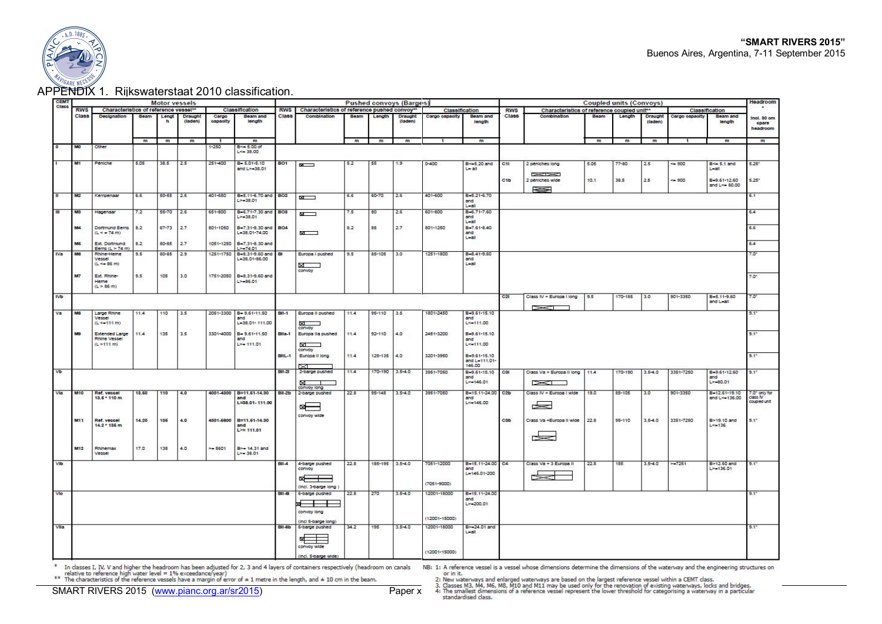APPENDIX 1. Rijkswaterstaat 2010 classification.

| CEMT Class | Motor vessels | | | | | | | | Pushed convoys (Barges) | | | | | | | | Coupled units (Convoys) | | | | | | | | Headroom * |
|---|---|---|---|---|---|---|---|---|---|---|---|---|---|---|---|---|---|---|---|---|---|---|---|---|---|
| | RWS Class | Characteristics of reference vessel** | | | | | Classification | | RWS Class | Characteristics of reference pushed convoy** | | | | | Classification | | RWS Class | Characteristics of reference coupled unit** | | | | | Classification | | |
| | | Designation | Beam | Length | Draught (laden) | | Cargo capacity | Beam and length | | Combination | Beam | Length | Draught (laden) | | Cargo capacity | Beam and length | | Combination | Beam | Length | Draught (laden) | | Cargo capacity | Beam and length | Incl. 30 cm spare headroom |
| | | | m | m | m | | t | m | | | m | m | m | | t | m | | | m | m | m | | t | m | m |
| 0 | M0 | Other | | | | | 1-250 | B<= 5.00 of L<= 38.00 | | | | | | | | | | | | | | | | | |
| I | M1 | Péniche | 5.05 | 38.5 | 2.5 | | 251-400 | B= 5.01-5.10 and L>=38.01 | BO1 | | 5.2 | 55 | 1.9 | | 0-400 | B<=5.20 and L= all | C1l | 2 péniches long | 5.05 | 77-80 | 2.5 | | <= 900 | B<= 5.1 and L=all | 5.25* |
| | | | | | | | | | | | | | | | | | C1b | 2 péniches wide | 10.1 | 38.5 | 2.5 | | <= 900 | B=9.61-12.60 and L<= 80.00 | 5.25* |
| II | M2 | Kempenaar | 6.6 | 50-55 | 2.6 | | 401-650 | B=5.11-6.70 and L>=38.01 | BO2 | | 6.6 | 60-70 | 2.6 | | 401-600 | B=5.21-6.70 and L=all | | | | | | | | | 6.1 |
| III | M3 | Hagenaar | 7.2 | 55-70 | 2.6 | | 651-800 | B=6.71-7.30 and L>=38.01 | BO3 | | 7.5 | 80 | 2.6 | | 601-800 | B=6.71-7.60 and L=all | | | | | | | | | 6.4 |
| | M4 | Dortmund Eems (L < = 74 m) | 8.2 | 67-73 | 2.7 | | 801-1050 | B=7.31-8.30 and L=38.01-74.00 | BO4 | | 8.2 | 85 | 2.7 | | 801-1250 | B=7.61-8.40 and L=all | | | | | | | | | 6.6 |
| | M5 | Ext. Dortmund Eems (L > 74 m) | 8.2 | 80-85 | 2.7 | | 1051-1250 | B=7.31-8.30 and L>=74.01 | | | | | | | | | | | | | | | | | 6.4 |
| IVa | M6 | Rhine-Herne Vessel (L <= 86 m) | 9.5 | 80-85 | 2.9 | | 1251-1750 | B=8.31-9.60 and L=38.01-86.00 | BI | Europa I pushed convoy | 9.5 | 85-105 | 3.0 | | 1251-1800 | B=8.41-9.60 and L=all | | | | | | | | | 7.0* |
| | M7 | Ext. Rhine-Herne (L > 86 m) | 9.5 | 105 | 3.0 | | 1751-2050 | B=8.31-9.60 and L>=86.01 | | | | | | | | | | | | | | | | | 7.0* |
| IVb | | | | | | | | | | | | | | | | | C2l | Class IV + Europa I long | 9.5 | 170-185 | 3.0 | | 901-3350 | B=5.11-9.60 and L=all | 7.0* |
| Va | M8 | Large Rhine Vessel (L <=111 m) | 11.4 | 110 | 3.5 | | 2051-3300 | B= 9.61-11.50 and L=38.01- 111.00 | BII-1 | Europa II pushed convoy | 11.4 | 95-110 | 3.5 | | 1801-2450 | B=9.61-15.10 and L<=111.00 | | | | | | | | | 9.1* |
| | M9 | Extended Large Rhine Vessel (L >111 m) | 11.4 | 135 | 3.5 | | 3301-4000 | B= 9.61-11.50 and L>= 111.01 | BIIa-1 | Europa IIa pushed convoy | 11.4 | 92-110 | 4.0 | | 2451-3200 | B=9.61-15.10 and L<=111.00 | | | | | | | | | 9.1* |
| | | | | | | | | | BIIL-1 | Europa II long | 11.4 | 125-135 | 4.0 | | 3201-3950 | B=9.61-15.10 and L=111.01-146.00 | | | | | | | | | 9.1* |
| Vb | | | | | | | | | BII-2l | 2-barge pushed convoy long | 11.4 | 170-190 | 3.5-4.0 | | 3951-7050 | B=9.61-15.10 and L>=146.01 | C3l | Class Va + Europa II long | 11.4 | 170-190 | 3.5-4.0 | | 3351-7250 | B=9.61-12.60 and L>=80.01 | 9.1* |
| VIa | M10 | Ref. vessel 13.5 * 110 m | 13.50 | 110 | 4.0 | | 4001-4300 | B=11.51-14.30 and L=38.01- 111.00 | BII-2b | 2-barge pushed convoy wide | 22.8 | 95-145 | 3.5-4.0 | | 3951-7050 | B=15.11-24.00 and L<=146.00 | C2b | Class IV + Europa I wide | 19.0 | 85-105 | 3.0 | | 901-3350 | B=12.61-19.10 and L<=136.00 | 7.0* only for class IV coupled unit |
| | M11 | Ref. vessel 14.2 * 135 m | 14.20 | 135 | 4.0 | | 4301-5600 | B=11.51-14.30 and L>= 111.01 | | | | | | | | | C3b | Class Va +Europa II wide | 22.8 | 95-110 | 3.5-4.0 | | 3351-7250 | B>=19.10 and L<=136 | 9.1* |
| | M12 | Rhinemax Vessel | 17.0 | 135 | 4.0 | | >= 5601 | B>= 14.31 and L>= 38.01 | | | | | | | | | | | | | | | | | |
| VIb | | | | | | | | | BII-4 | 4-barge pushed convoy (incl. 3-barge long) | 22.8 | 185-195 | 3.5-4.0 | | 7051-12000 (7051-9000) | B=15.11-24.00 and L=146.01-200 | C4 | Class Va + 3 Europa II | 22.8 | 185 | 3.5-4.0 | | >=7251 | B>12.60 and L>=136.01 | 9.1* |
| VIc | | | | | | | | | BII-6l | 6-barge pushed convoy long (incl 5-barge long) | 22.8 | 270 | 3.5-4.0 | | 12001-18000 (12001-15000) | B=15.11-24.00 and L>=200.01 | | | | | | | | | 9.1* |
| VIIa | | | | | | | | | BII-6b | 6-barge pushed convoy wide (incl. 5-barge wide) | 34.2 | 195 | 3.5-4.0 | | 12001-18000 (12001-15000) | B>=24.01 and L=all | | | | | | | | | 9.1* |

\* In classes I, IV, V and higher the headroom has been adjusted for 2, 3 and 4 layers of containers respectively (headroom on canals relative to reference high water level = 1% exceedance/year)

\*\* The characteristics of the reference vessels have a margin of error of ± 1 metre in the length, and ± 10 cm in the beam.

NB: 1: A reference vessel is a vessel whose dimensions determine the dimensions of the waterway and the engineering structures on or in it.
2: New waterways and enlarged waterways are based on the largest reference vessel within a CEMT class.
3. Classes M3, M4, M6, M8, M10 and M11 may be used only for the renovation of existing waterways, locks and bridges.
4: The smallest dimensions of a reference vessel represent the lower threshold for categorising a waterway in a particular standardised class.